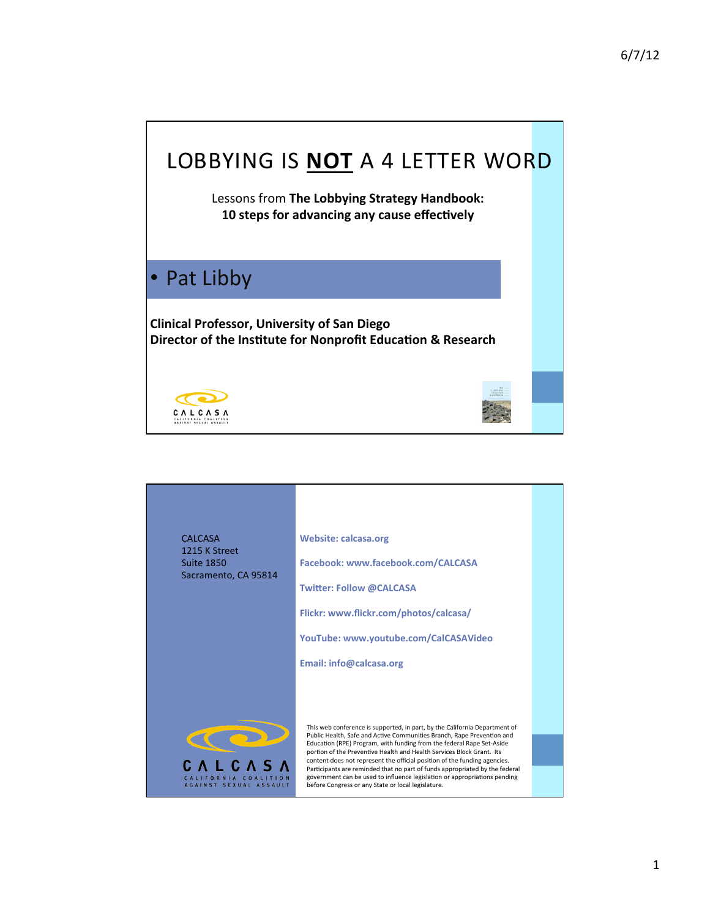# LOBBYING IS **NOT** A 4 LETTER WORD

Lessons from **The Lobbying Strategy Handbook: 10 steps for advancing any cause effectively**

- Pat Libby

**Clinical Professor, University of San Diego**
**Director of the Institute for Nonprofit Education & Research**

CALCASA
CALIFORNIA COALITION AGAINST SEXUAL ASSAULT

---

CALCASA
1215 K Street
Suite 1850
Sacramento, CA 95814

**Website: calcasa.org**

**Facebook: www.facebook.com/CALCASA**

**Twitter: Follow @CALCASA**

**Flickr: www.flickr.com/photos/calcasa/**

**YouTube: www.youtube.com/CalCASAVideo**

**Email: info@calcasa.org**

CALCASA
CALIFORNIA COALITION AGAINST SEXUAL ASSAULT

This web conference is supported, in part, by the California Department of Public Health, Safe and Active Communities Branch, Rape Prevention and Education (RPE) Program, with funding from the federal Rape Set-Aside portion of the Preventive Health and Health Services Block Grant. Its content does not represent the official position of the funding agencies. Participants are reminded that no part of funds appropriated by the federal government can be used to influence legislation or appropriations pending before Congress or any State or local legislature.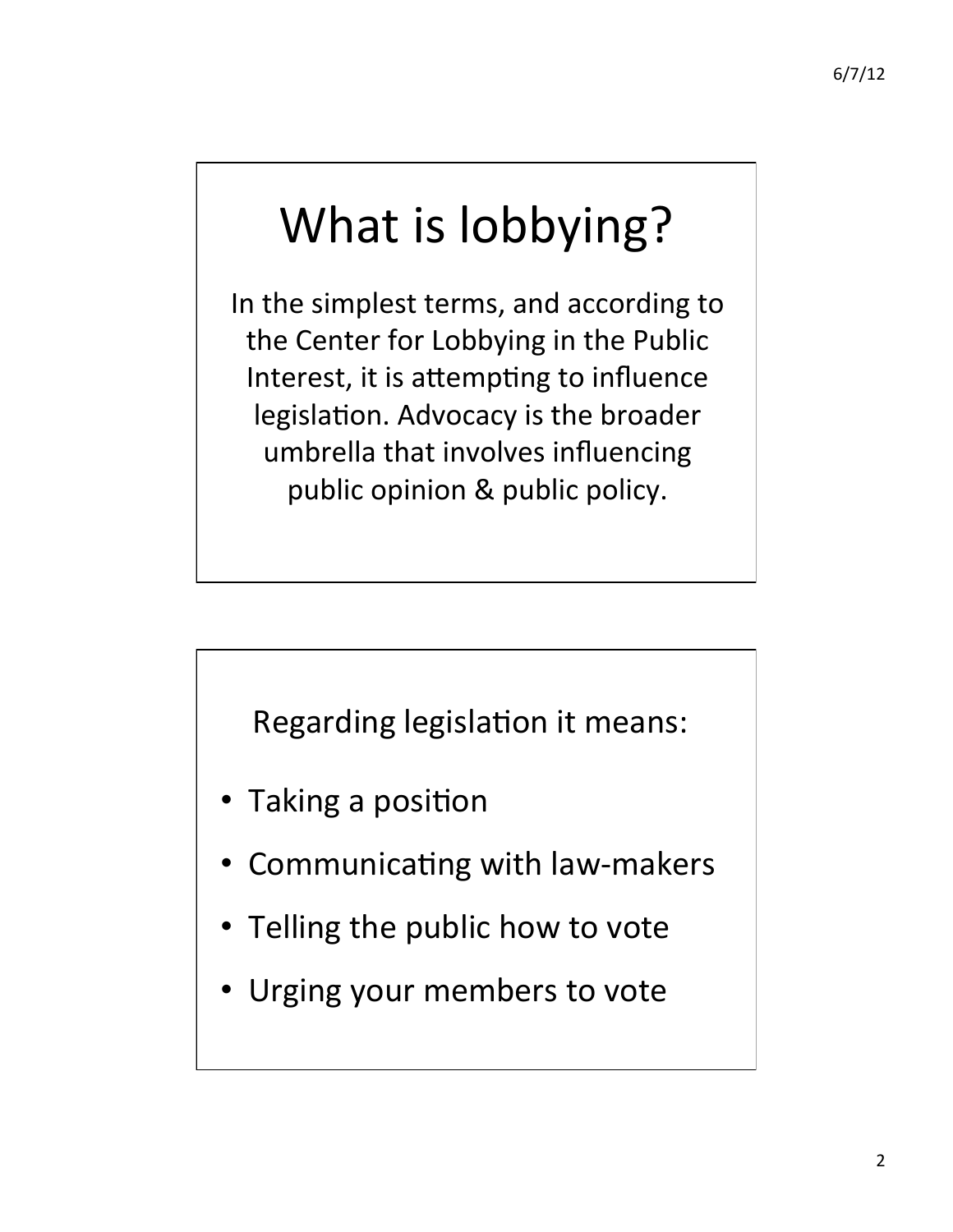# What is lobbying?

In the simplest terms, and according to the Center for Lobbying in the Public Interest, it is attempting to influence legislation. Advocacy is the broader umbrella that involves influencing public opinion & public policy.

Regarding legislation it means:

- Taking a position
- Communicating with law-makers
- Telling the public how to vote
- Urging your members to vote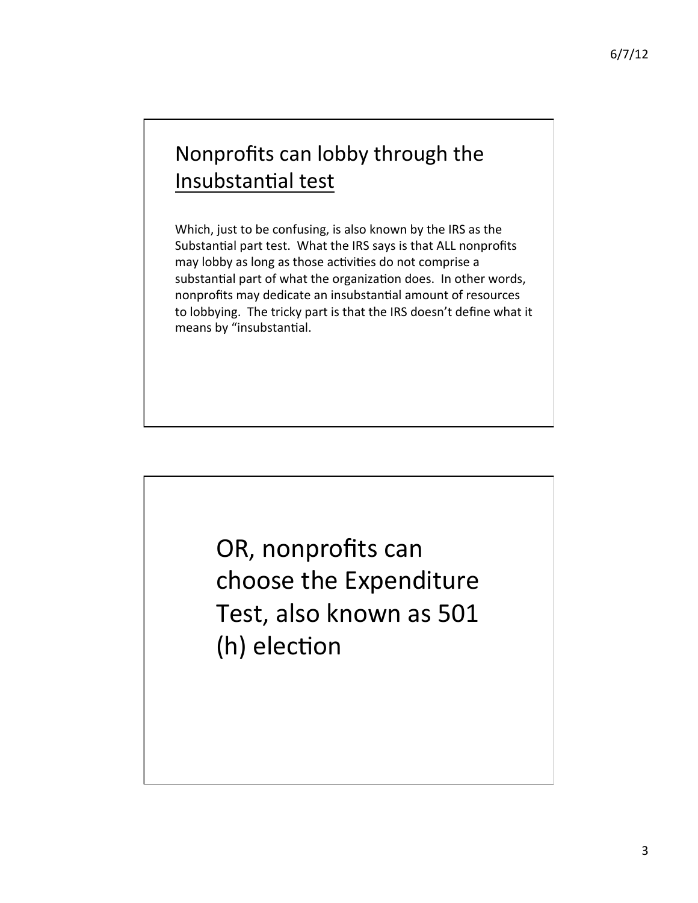## Nonprofits can lobby through the Insubstantial test

Which, just to be confusing, is also known by the IRS as the Substantial part test. What the IRS says is that ALL nonprofits may lobby as long as those activities do not comprise a substantial part of what the organization does. In other words, nonprofits may dedicate an insubstantial amount of resources to lobbying. The tricky part is that the IRS doesn't define what it means by "insubstantial.

## OR, nonprofits can choose the Expenditure Test, also known as 501 (h) election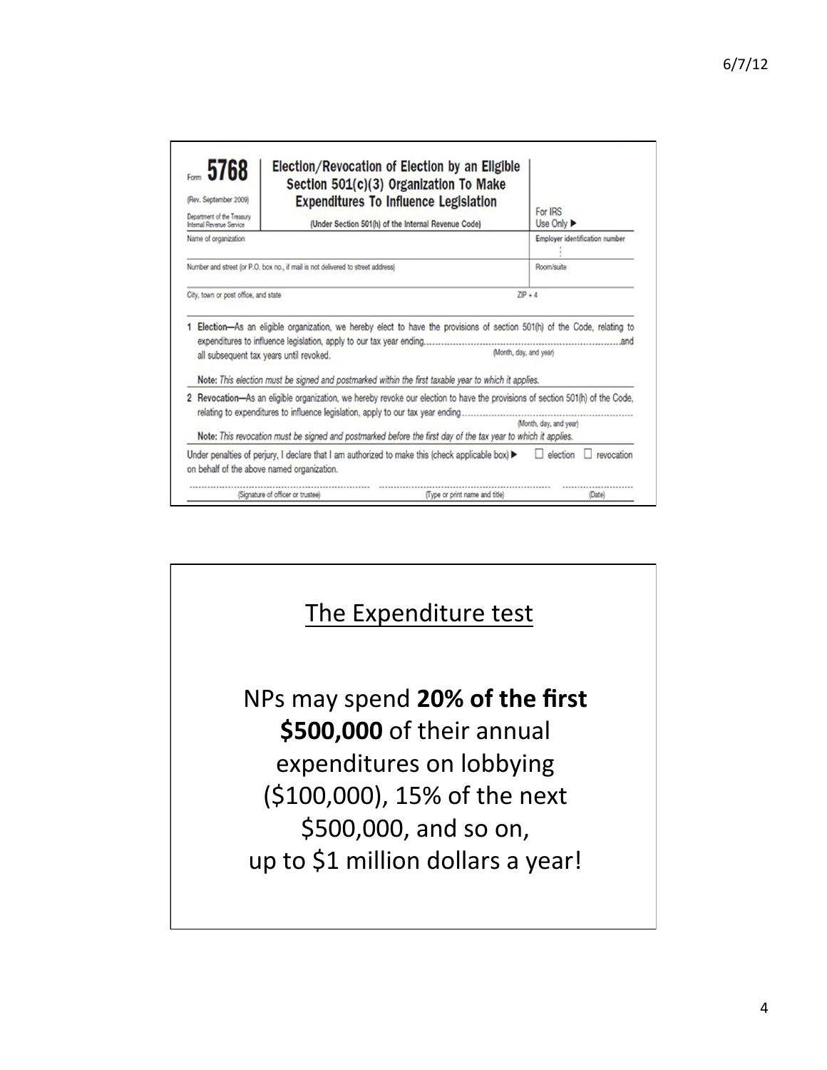Form **5768**

(Rev. September 2009)

Department of the Treasury
Internal Revenue Service

## Election/Revocation of Election by an Eligible Section 501(c)(3) Organization To Make Expenditures To Influence Legislation

(Under Section 501(h) of the Internal Revenue Code)

For IRS Use Only ▶

Name of organization | Employer identification number

Number and street (or P.O. box no., if mail is not delivered to street address) | Room/suite

City, town or post office, and state | ZIP + 4

**1 Election**—As an eligible organization, we hereby elect to have the provisions of section 501(h) of the Code, relating to expenditures to influence legislation, apply to our tax year ending.................................................................and all subsequent tax years until revoked. (Month, day, and year)

**Note:** *This election must be signed and postmarked within the first taxable year to which it applies.*

**2 Revocation**—As an eligible organization, we hereby revoke our election to have the provisions of section 501(h) of the Code, relating to expenditures to influence legislation, apply to our tax year ending........................................................ (Month, day, and year)

**Note:** *This revocation must be signed and postmarked before the first day of the tax year to which it applies.*

Under penalties of perjury, I declare that I am authorized to make this (check applicable box) ▶ ☐ election ☐ revocation on behalf of the above named organization.

(Signature of officer or trustee) (Type or print name and title) (Date)

## The Expenditure test

NPs may spend **20% of the first $500,000** of their annual expenditures on lobbying ($100,000), 15% of the next $500,000, and so on, up to $1 million dollars a year!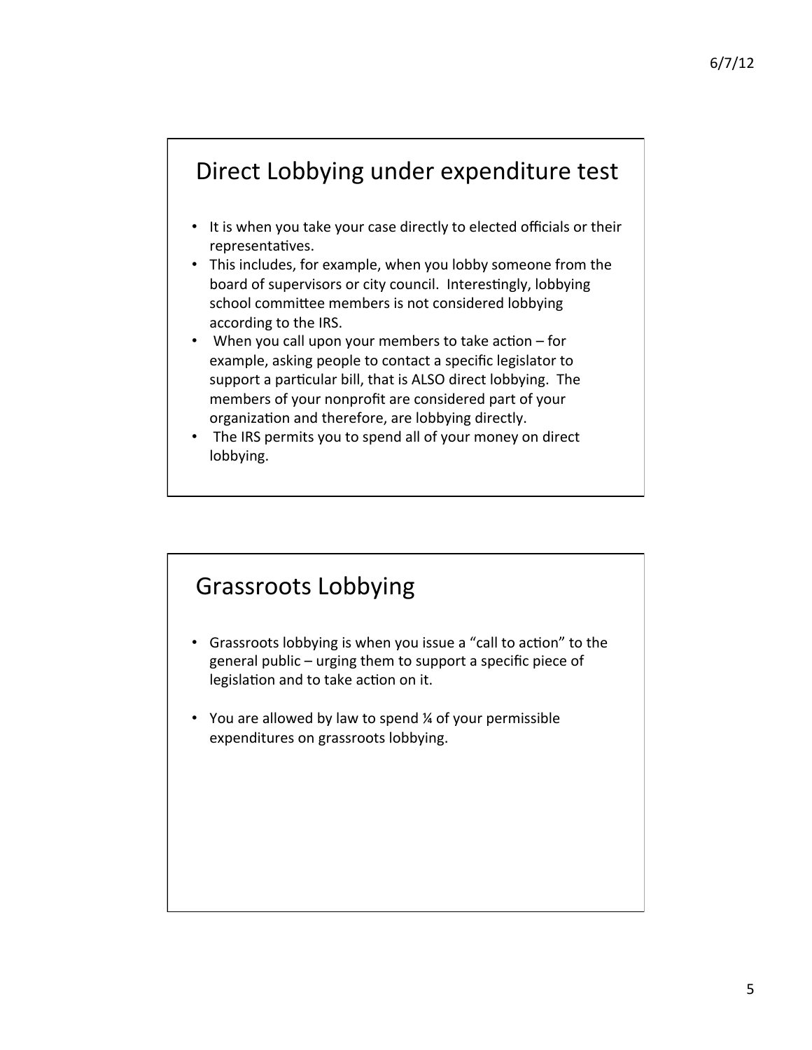## Direct Lobbying under expenditure test

- It is when you take your case directly to elected officials or their representatives.
- This includes, for example, when you lobby someone from the board of supervisors or city council. Interestingly, lobbying school committee members is not considered lobbying according to the IRS.
- When you call upon your members to take action – for example, asking people to contact a specific legislator to support a particular bill, that is ALSO direct lobbying. The members of your nonprofit are considered part of your organization and therefore, are lobbying directly.
- The IRS permits you to spend all of your money on direct lobbying.

## Grassroots Lobbying

- Grassroots lobbying is when you issue a "call to action" to the general public – urging them to support a specific piece of legislation and to take action on it.
- You are allowed by law to spend ¼ of your permissible expenditures on grassroots lobbying.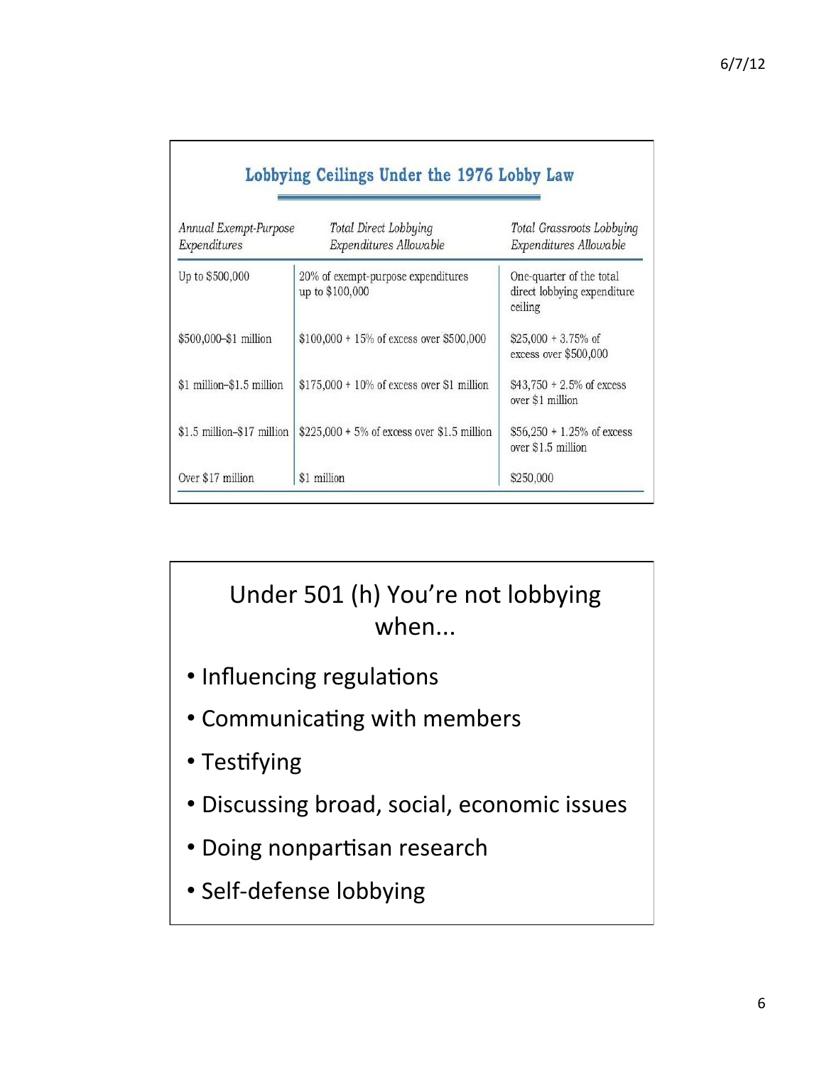## Lobbying Ceilings Under the 1976 Lobby Law

| *Annual Exempt-Purpose Expenditures* | *Total Direct Lobbying Expenditures Allowable* | *Total Grassroots Lobbying Expenditures Allowable* |
|---|---|---|
| Up to $500,000 | 20% of exempt-purpose expenditures up to $100,000 | One-quarter of the total direct lobbying expenditure ceiling |
| $500,000–$1 million | $100,000 + 15% of excess over $500,000 | $25,000 + 3.75% of excess over $500,000 |
| $1 million–$1.5 million | $175,000 + 10% of excess over $1 million | $43,750 + 2.5% of excess over $1 million |
| $1.5 million–$17 million | $225,000 + 5% of excess over $1.5 million | $56,250 + 1.25% of excess over $1.5 million |
| Over $17 million | $1 million | $250,000 |

## Under 501 (h) You're not lobbying when...

- Influencing regulations
- Communicating with members
- Testifying
- Discussing broad, social, economic issues
- Doing nonpartisan research
- Self-defense lobbying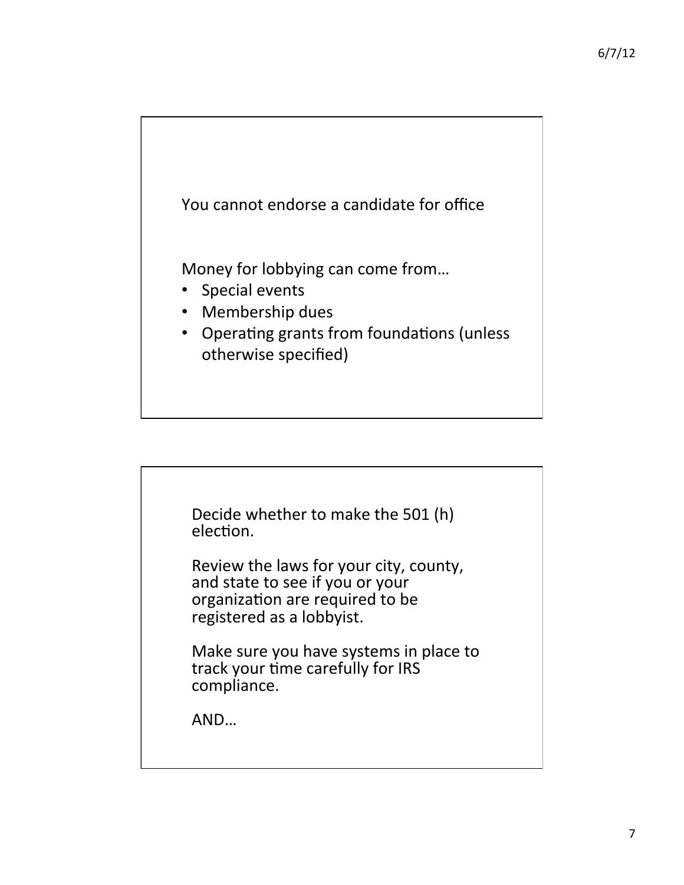You cannot endorse a candidate for office

Money for lobbying can come from…

- Special events
- Membership dues
- Operating grants from foundations (unless otherwise specified)

Decide whether to make the 501 (h) election.

Review the laws for your city, county, and state to see if you or your organization are required to be registered as a lobbyist.

Make sure you have systems in place to track your time carefully for IRS compliance.

AND…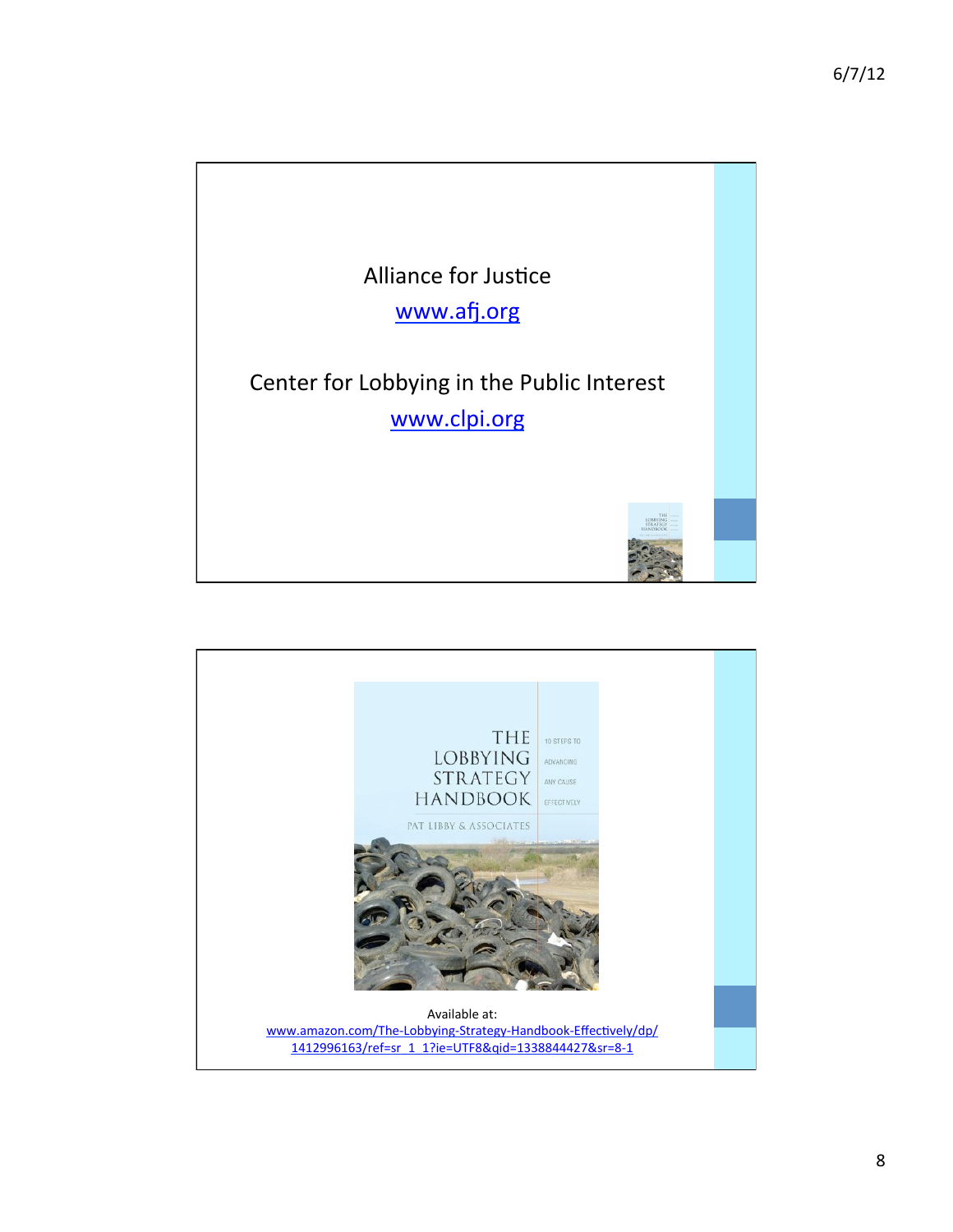Alliance for Justice

www.afj.org

Center for Lobbying in the Public Interest

www.clpi.org

THE LOBBYING STRATEGY HANDBOOK

10 STEPS TO ADVANCING ANY CAUSE EFFECTIVELY

PAT LIBBY & ASSOCIATES

Available at:
www.amazon.com/The-Lobbying-Strategy-Handbook-Effectively/dp/1412996163/ref=sr_1_1?ie=UTF8&qid=1338844427&sr=8-1